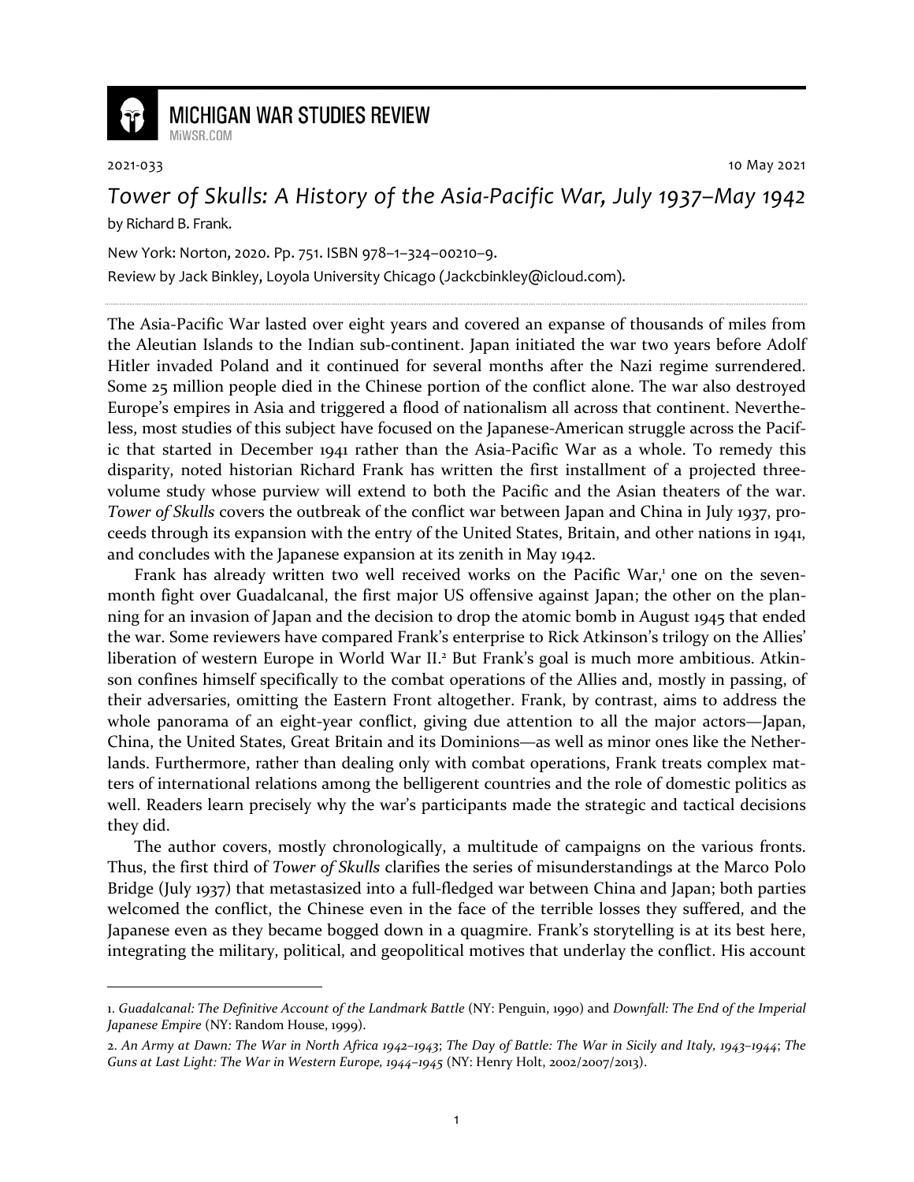**MICHIGAN WAR STUDIES REVIEW**
MiWSR.COM

2021-033 10 May 2021

# *Tower of Skulls: A History of the Asia-Pacific War, July 1937–May 1942*

by Richard B. Frank.

New York: Norton, 2020. Pp. 751. ISBN 978–1–324–00210–9.

Review by Jack Binkley, Loyola University Chicago (Jackcbinkley@icloud.com).

---

The Asia-Pacific War lasted over eight years and covered an expanse of thousands of miles from the Aleutian Islands to the Indian sub-continent. Japan initiated the war two years before Adolf Hitler invaded Poland and it continued for several months after the Nazi regime surrendered. Some 25 million people died in the Chinese portion of the conflict alone. The war also destroyed Europe's empires in Asia and triggered a flood of nationalism all across that continent. Nevertheless, most studies of this subject have focused on the Japanese-American struggle across the Pacific that started in December 1941 rather than the Asia-Pacific War as a whole. To remedy this disparity, noted historian Richard Frank has written the first installment of a projected three-volume study whose purview will extend to both the Pacific and the Asian theaters of the war. *Tower of Skulls* covers the outbreak of the conflict war between Japan and China in July 1937, proceeds through its expansion with the entry of the United States, Britain, and other nations in 1941, and concludes with the Japanese expansion at its zenith in May 1942.

Frank has already written two well received works on the Pacific War,[1] one on the seven-month fight over Guadalcanal, the first major US offensive against Japan; the other on the planning for an invasion of Japan and the decision to drop the atomic bomb in August 1945 that ended the war. Some reviewers have compared Frank's enterprise to Rick Atkinson's trilogy on the Allies' liberation of western Europe in World War II.[2] But Frank's goal is much more ambitious. Atkinson confines himself specifically to the combat operations of the Allies and, mostly in passing, of their adversaries, omitting the Eastern Front altogether. Frank, by contrast, aims to address the whole panorama of an eight-year conflict, giving due attention to all the major actors—Japan, China, the United States, Great Britain and its Dominions—as well as minor ones like the Netherlands. Furthermore, rather than dealing only with combat operations, Frank treats complex matters of international relations among the belligerent countries and the role of domestic politics as well. Readers learn precisely why the war's participants made the strategic and tactical decisions they did.

The author covers, mostly chronologically, a multitude of campaigns on the various fronts. Thus, the first third of *Tower of Skulls* clarifies the series of misunderstandings at the Marco Polo Bridge (July 1937) that metastasized into a full-fledged war between China and Japan; both parties welcomed the conflict, the Chinese even in the face of the terrible losses they suffered, and the Japanese even as they became bogged down in a quagmire. Frank's storytelling is at its best here, integrating the military, political, and geopolitical motives that underlay the conflict. His account

---

1. *Guadalcanal: The Definitive Account of the Landmark Battle* (NY: Penguin, 1990) and *Downfall: The End of the Imperial Japanese Empire* (NY: Random House, 1999).

2. *An Army at Dawn: The War in North Africa 1942–1943*; *The Day of Battle: The War in Sicily and Italy, 1943–1944*; *The Guns at Last Light: The War in Western Europe, 1944–1945* (NY: Henry Holt, 2002/2007/2013).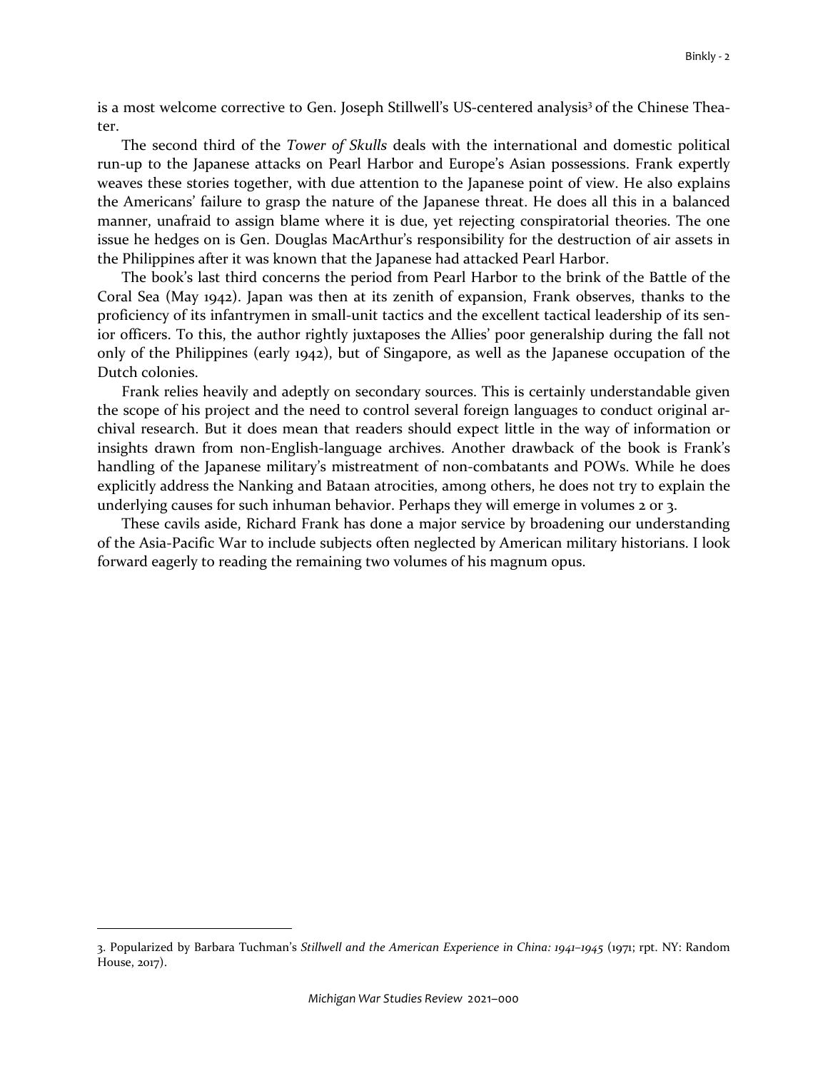is a most welcome corrective to Gen. Joseph Stillwell's US-centered analysis[3] of the Chinese Theater.

The second third of the *Tower of Skulls* deals with the international and domestic political run-up to the Japanese attacks on Pearl Harbor and Europe's Asian possessions. Frank expertly weaves these stories together, with due attention to the Japanese point of view. He also explains the Americans' failure to grasp the nature of the Japanese threat. He does all this in a balanced manner, unafraid to assign blame where it is due, yet rejecting conspiratorial theories. The one issue he hedges on is Gen. Douglas MacArthur's responsibility for the destruction of air assets in the Philippines after it was known that the Japanese had attacked Pearl Harbor.

The book's last third concerns the period from Pearl Harbor to the brink of the Battle of the Coral Sea (May 1942). Japan was then at its zenith of expansion, Frank observes, thanks to the proficiency of its infantrymen in small-unit tactics and the excellent tactical leadership of its senior officers. To this, the author rightly juxtaposes the Allies' poor generalship during the fall not only of the Philippines (early 1942), but of Singapore, as well as the Japanese occupation of the Dutch colonies.

Frank relies heavily and adeptly on secondary sources. This is certainly understandable given the scope of his project and the need to control several foreign languages to conduct original archival research. But it does mean that readers should expect little in the way of information or insights drawn from non-English-language archives. Another drawback of the book is Frank's handling of the Japanese military's mistreatment of non-combatants and POWs. While he does explicitly address the Nanking and Bataan atrocities, among others, he does not try to explain the underlying causes for such inhuman behavior. Perhaps they will emerge in volumes 2 or 3.

These cavils aside, Richard Frank has done a major service by broadening our understanding of the Asia-Pacific War to include subjects often neglected by American military historians. I look forward eagerly to reading the remaining two volumes of his magnum opus.

---

3. Popularized by Barbara Tuchman's *Stillwell and the American Experience in China: 1941–1945* (1971; rpt. NY: Random House, 2017).